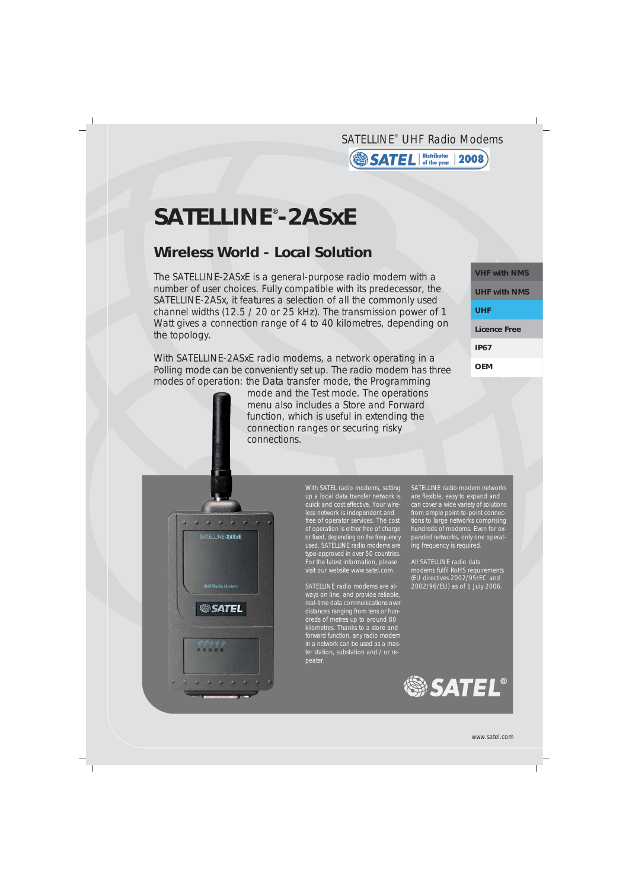SATELLINE® UHF Radio Modems

SATEL Distributor of the year 2008

# SATELLINE®-2ASxE

## Wireless World - Local Solution

The SATELLINE-2ASxE is a general-purpose radio modem with a number of user choices. Fully compatible with its predecessor, the SATELLINE-2ASx, it features a selection of all the commonly used channel widths (12.5 / 20 or 25 kHz). The transmission power of 1 Watt gives a connection range of 4 to 40 kilometres, depending on the topology.

With SATELLINE-2ASxE radio modems, a network operating in a Polling mode can be conveniently set up. The radio modem has three modes of operation: the Data transfer mode, the Programming mode and the Test mode. The operations menu also includes a Store and Forward function, which is useful in extending the connection ranges or securing risky connections.

- **VHF with NMS**
- **UHF with NMS**
- **UHF**
- **Licence Free**
- **IP67**
- **OEM**

With SATEL radio modems, setting up a local data transfer network is quick and cost effective. Your wireless network is independent and free of operator services. The cost of operation is either free of charge or fixed, depending on the frequency used. SATELLINE radio modems are type-approved in over 50 countries. For the latest information, please visit our website www.satel.com.

SATELLINE radio modems are always on line, and provide reliable, real-time data communications over distances ranging from tens or hundreds of metres up to around 80 kilometres. Thanks to a store and forward function, any radio modem in a network can be used as a master station, substation and / or repeater.

SATELLINE radio modem networks are flexible, easy to expand and can cover a wide variety of solutions from simple point-to-point connections to large networks comprising hundreds of modems. Even for expanded networks, only one operating frequency is required.

All SATELLINE radio data modems fulfil RoHS requirements (EU directives 2002/95/EC and 2002/96/EU) as of 1 July 2006.

SATEL®

www.satel.com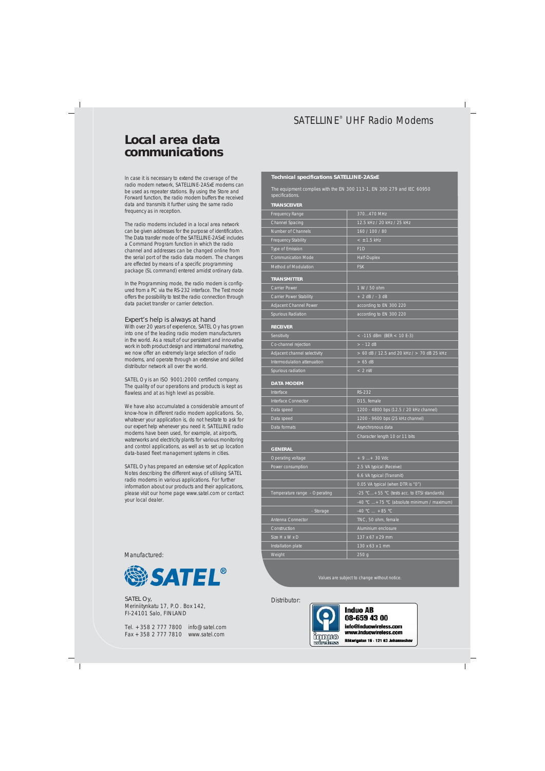# SATELLINE® UHF Radio Modems

## Local area data communications

In case it is necessary to extend the coverage of the radio modem network, SATELLINE-2ASxE modems can be used as repeater stations. By using the Store and Forward function, the radio modem buffers the received data and transmits it further using the same radio frequency as in reception.

The radio modems included in a local area network can be given addresses for the purpose of identification. The Data transfer mode of the SATELLINE-2ASxE includes a Command Program function in which the radio channel and addresses can be changed online from the serial port of the radio data modem. The changes are effected by means of a specific programming package (SL command) entered amidst ordinary data.

In the Programming mode, the radio modem is configured from a PC via the RS-232 interface. The Test mode offers the possibility to test the radio connection through data packet transfer or carrier detection.

### Expert's help is always at hand

With over 20 years of experience, SATEL Oy has grown into one of the leading radio modem manufacturers in the world. As a result of our persistent and innovative work in both product design and international marketing, we now offer an extremely large selection of radio modems, and operate through an extensive and skilled distributor network all over the world.

SATEL Oy is an ISO 9001:2000 certified company. The quality of our operations and products is kept as flawless and at as high level as possible.

We have also accumulated a considerable amount of know-how in different radio modem applications. So, whatever your application is, do not hesitate to ask for our expert help whenever you need it. SATELLINE radio modems have been used, for example, at airports, waterworks and electricity plants for various monitoring and control applications, as well as to set up location data-based fleet management systems in cities.

SATEL Oy has prepared an extensive set of Application Notes describing the different ways of utilising SATEL radio modems in various applications. For further information about our products and their applications, please visit our home page www.satel.com or contact your local dealer.

### Technical specifications SATELLINE-2ASxE

The equipment complies with the EN 300 113-1, EN 300 279 and IEC 60950 specifications.

| | |
|---|---|
| **TRANSCEIVER** | |
| Frequency Range | 370...470 MHz |
| Channel Spacing | 12.5 kHz / 20 kHz / 25 kHz |
| Number of Channels | 160 / 100 / 80 |
| Frequency Stability | < ±1.5 kHz |
| Type of Emission | F1D |
| Communication Mode | Half-Duplex |
| Method of Modulation | FSK |
| **TRANSMITTER** | |
| Carrier Power | 1 W / 50 ohm |
| Carrier Power Stability | + 2 dB / - 3 dB |
| Adjacent Channel Power | according to EN 300 220 |
| Spurious Radiation | according to EN 300 220 |
| **RECEIVER** | |
| Sensitivity | < -115 dBm (BER < 10 E-3) |
| Co-channel rejection | > - 12 dB |
| Adjacent channel selectivity | > 60 dB / 12.5 and 20 kHz / > 70 dB 25 kHz |
| Intermodulation attenuation | > 65 dB |
| Spurious radiation | < 2 nW |
| **DATA MODEM** | |
| Interface | RS-232 |
| Interface Connector | D15, female |
| Data speed | 1200 - 4800 bps (12.5 / 20 kHz channel) |
| Data speed | 1200 - 9600 bps (25 kHz channel) |
| Data formats | Asynchronous data |
| | Character length 10 or 11 bits |
| **GENERAL** | |
| Operating voltage | + 9 ...+ 30 Vdc |
| Power consumption | 2.5 VA typical (Receive) |
| | 6.6 VA typical (Transmit) |
| | 0.05 VA typical (when DTR is "0") |
| Temperature range - Operating | -25 °C...+55 °C (tests acc. to ETSI standards) |
| | -40 °C ...+75 °C (absolute minimum / maximum) |
| - Storage | -40 °C ... +85 °C |
| Antenna Connector | TNC, 50 ohm, female |
| Construction | Aluminium enclosure |
| Size H x W x D | 137 x 67 x 29 mm |
| Installation plate | 130 x 63 x 1 mm |
| Weight | 250 g |

Values are subject to change without notice.

Manufactured:

SATEL®

SATEL Oy,
Meriniitynkatu 17, P.O. Box 142,
FI-24101 Salo, FINLAND

Tel. +358 2 777 7800 info@satel.com
Fax +358 2 777 7810 www.satel.com

Distributor:

Induo AB
08-659 43 00
info@induowireless.com
www.induowireless.com
Rökerigatan 19 · 121 63 Johanneshov